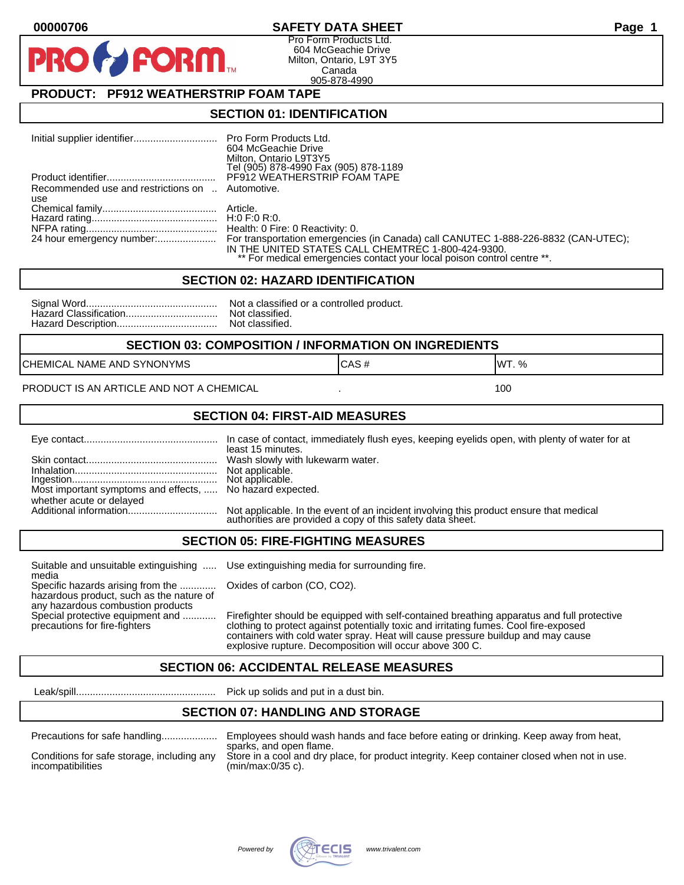00000706 **SAFETY DATA SHEET**

Pro Form Products Ltd.
604 McGeachie Drive
Milton, Ontario, L9T 3Y5
Canada
905-878-4990

## PRODUCT: PF912 WEATHERSTRIP FOAM TAPE

## SECTION 01: IDENTIFICATION

| | |
|---|---|
| Initial supplier identifier | Pro Form Products Ltd.<br>604 McGeachie Drive<br>Milton, Ontario L9T3Y5<br>Tel (905) 878-4990 Fax (905) 878-1189 |
| Product identifier | PF912 WEATHERSTRIP FOAM TAPE |
| Recommended use and restrictions on use | Automotive. |
| Chemical family | Article. |
| Hazard rating | H:0 F:0 R:0. |
| NFPA rating | Health: 0 Fire: 0 Reactivity: 0. |
| 24 hour emergency number: | For transportation emergencies (in Canada) call CANUTEC 1-888-226-8832 (CAN-UTEC); IN THE UNITED STATES CALL CHEMTREC 1-800-424-9300.<br>** For medical emergencies contact your local poison control centre **. |

## SECTION 02: HAZARD IDENTIFICATION

| | |
|---|---|
| Signal Word | Not a classified or a controlled product. |
| Hazard Classification | Not classified. |
| Hazard Description | Not classified. |

## SECTION 03: COMPOSITION / INFORMATION ON INGREDIENTS

| CHEMICAL NAME AND SYNONYMS | CAS # | WT. % |
|---|---|---|
| PRODUCT IS AN ARTICLE AND NOT A CHEMICAL | . | 100 |

## SECTION 04: FIRST-AID MEASURES

| | |
|---|---|
| Eye contact | In case of contact, immediately flush eyes, keeping eyelids open, with plenty of water for at least 15 minutes. |
| Skin contact | Wash slowly with lukewarm water. |
| Inhalation | Not applicable. |
| Ingestion | Not applicable. |
| Most important symptoms and effects, whether acute or delayed | No hazard expected. |
| Additional information | Not applicable. In the event of an incident involving this product ensure that medical authorities are provided a copy of this safety data sheet. |

## SECTION 05: FIRE-FIGHTING MEASURES

| | |
|---|---|
| Suitable and unsuitable extinguishing media | Use extinguishing media for surrounding fire. |
| Specific hazards arising from the hazardous product, such as the nature of any hazardous combustion products | Oxides of carbon (CO, CO2). |
| Special protective equipment and precautions for fire-fighters | Firefighter should be equipped with self-contained breathing apparatus and full protective clothing to protect against potentially toxic and irritating fumes. Cool fire-exposed containers with cold water spray. Heat will cause pressure buildup and may cause explosive rupture. Decomposition will occur above 300 C. |

## SECTION 06: ACCIDENTAL RELEASE MEASURES

| | |
|---|---|
| Leak/spill | Pick up solids and put in a dust bin. |

## SECTION 07: HANDLING AND STORAGE

| | |
|---|---|
| Precautions for safe handling | Employees should wash hands and face before eating or drinking. Keep away from heat, sparks, and open flame. |
| Conditions for safe storage, including any incompatibilities | Store in a cool and dry place, for product integrity. Keep container closed when not in use. (min/max:0/35 c). |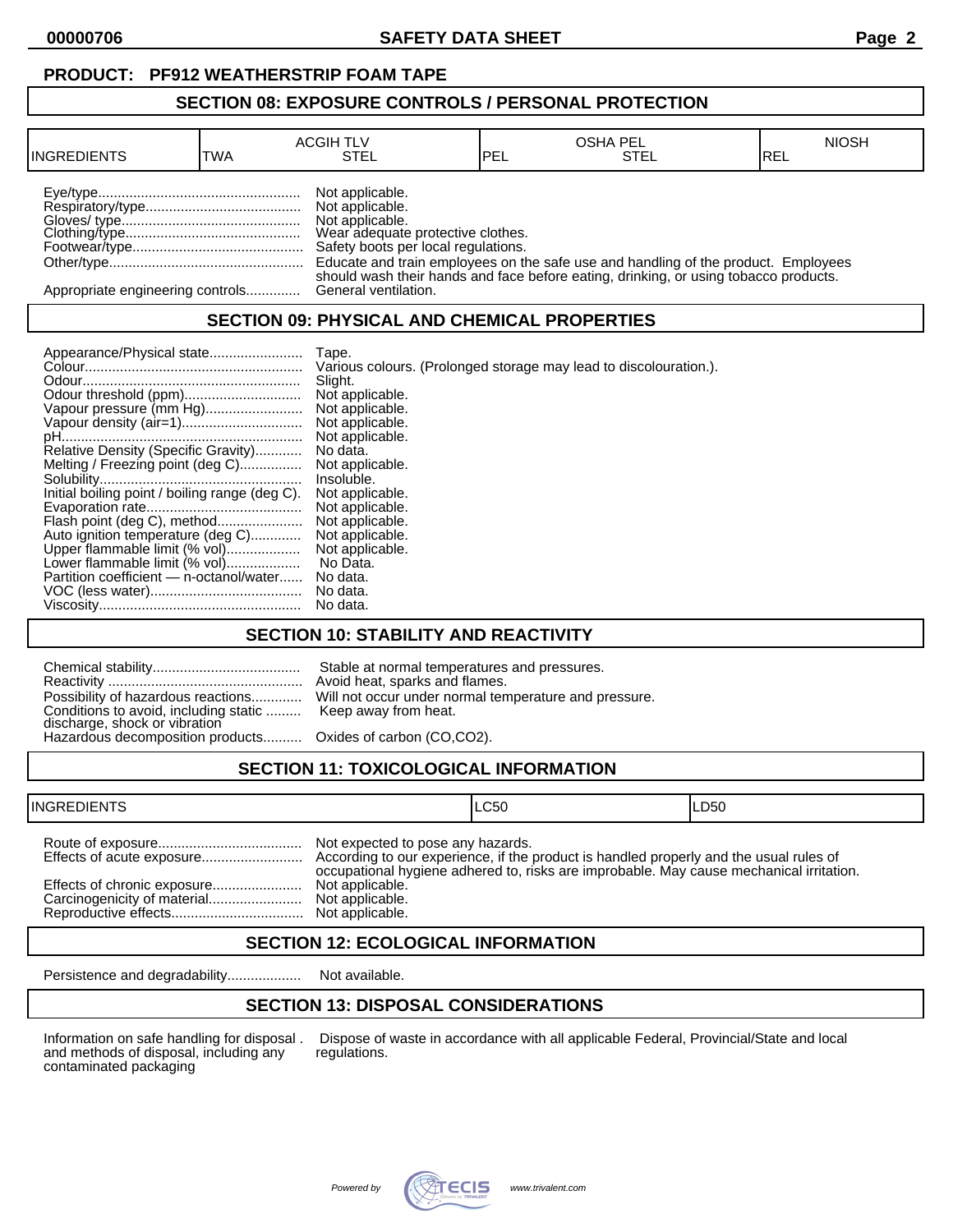**PRODUCT: PF912 WEATHERSTRIP FOAM TAPE**

## SECTION 08: EXPOSURE CONTROLS / PERSONAL PROTECTION

| INGREDIENTS | ACGIH TLV | | OSHA PEL | | NIOSH |
|---|---|---|---|---|---|
| | TWA | STEL | PEL | STEL | REL |

Eye/type.................................................... Not applicable.
Respiratory/type........................................ Not applicable.
Gloves/ type.............................................. Not applicable.
Clothing/type............................................. Wear adequate protective clothes.
Footwear/type............................................ Safety boots per local regulations.
Other/type.................................................. Educate and train employees on the safe use and handling of the product. Employees should wash their hands and face before eating, drinking, or using tobacco products.
Appropriate engineering controls.............. General ventilation.

## SECTION 09: PHYSICAL AND CHEMICAL PROPERTIES

Appearance/Physical state........................ Tape.
Colour........................................................ Various colours. (Prolonged storage may lead to discolouration.).
Odour......................................................... Slight.
Odour threshold (ppm).............................. Not applicable.
Vapour pressure (mm Hg)......................... Not applicable.
Vapour density (air=1).............................. Not applicable.
pH.............................................................. Not applicable.
Relative Density (Specific Gravity)............ No data.
Melting / Freezing point (deg C)................ Not applicable.
Solubility.................................................... Insoluble.
Initial boiling point / boiling range (deg C). Not applicable.
Evaporation rate........................................ Not applicable.
Flash point (deg C), method...................... Not applicable.
Auto ignition temperature (deg C)............. Not applicable.
Upper flammable limit (% vol)................... Not applicable.
Lower flammable limit (% vol)................... No Data.
Partition coefficient — n-octanol/water...... No data.
VOC (less water)....................................... No data.
Viscosity.................................................... No data.

## SECTION 10: STABILITY AND REACTIVITY

Chemical stability...................................... Stable at normal temperatures and pressures.
Reactivity .................................................. Avoid heat, sparks and flames.
Possibility of hazardous reactions............. Will not occur under normal temperature and pressure.
Conditions to avoid, including static discharge, shock or vibration ......... Keep away from heat.
Hazardous decomposition products.......... Oxides of carbon (CO,CO2).

## SECTION 11: TOXICOLOGICAL INFORMATION

| INGREDIENTS | LC50 | LD50 |
|---|---|---|

Route of exposure..................................... Not expected to pose any hazards.
Effects of acute exposure.......................... According to our experience, if the product is handled properly and the usual rules of occupational hygiene adhered to, risks are improbable. May cause mechanical irritation.
Effects of chronic exposure....................... Not applicable.
Carcinogenicity of material........................ Not applicable.
Reproductive effects.................................. Not applicable.

## SECTION 12: ECOLOGICAL INFORMATION

Persistence and degradability................... Not available.

## SECTION 13: DISPOSAL CONSIDERATIONS

Information on safe handling for disposal . and methods of disposal, including any contaminated packaging — Dispose of waste in accordance with all applicable Federal, Provincial/State and local regulations.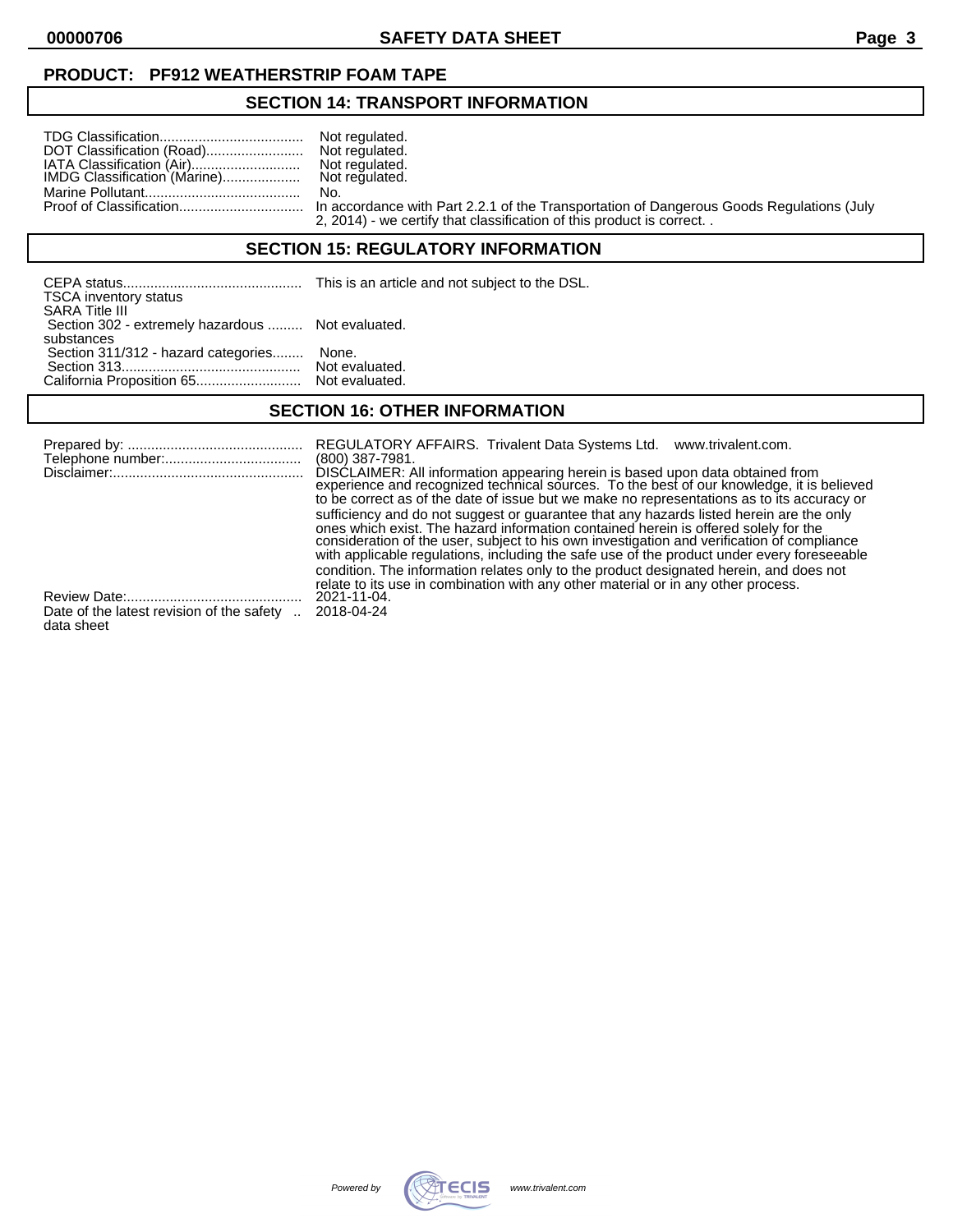**PRODUCT: PF912 WEATHERSTRIP FOAM TAPE**

## SECTION 14: TRANSPORT INFORMATION

| | |
|---|---|
| TDG Classification | Not regulated. |
| DOT Classification (Road) | Not regulated. |
| IATA Classification (Air) | Not regulated. |
| IMDG Classification (Marine) | Not regulated. |
| Marine Pollutant | No. |
| Proof of Classification | In accordance with Part 2.2.1 of the Transportation of Dangerous Goods Regulations (July 2, 2014) - we certify that classification of this product is correct. . |

## SECTION 15: REGULATORY INFORMATION

| | |
|---|---|
| CEPA status | This is an article and not subject to the DSL. |
| TSCA inventory status | |
| SARA Title III | |
| Section 302 - extremely hazardous substances | Not evaluated. |
| Section 311/312 - hazard categories | None. |
| Section 313 | Not evaluated. |
| California Proposition 65 | Not evaluated. |

## SECTION 16: OTHER INFORMATION

| | |
|---|---|
| Prepared by: | REGULATORY AFFAIRS. Trivalent Data Systems Ltd. www.trivalent.com. |
| Telephone number: | (800) 387-7981. |
| Disclaimer: | DISCLAIMER: All information appearing herein is based upon data obtained from experience and recognized technical sources. To the best of our knowledge, it is believed to be correct as of the date of issue but we make no representations as to its accuracy or sufficiency and do not suggest or guarantee that any hazards listed herein are the only ones which exist. The hazard information contained herein is offered solely for the consideration of the user, subject to his own investigation and verification of compliance with applicable regulations, including the safe use of the product under every foreseeable condition. The information relates only to the product designated herein, and does not relate to its use in combination with any other material or in any other process. |
| Review Date: | 2021-11-04. |
| Date of the latest revision of the safety data sheet | 2018-04-24 |